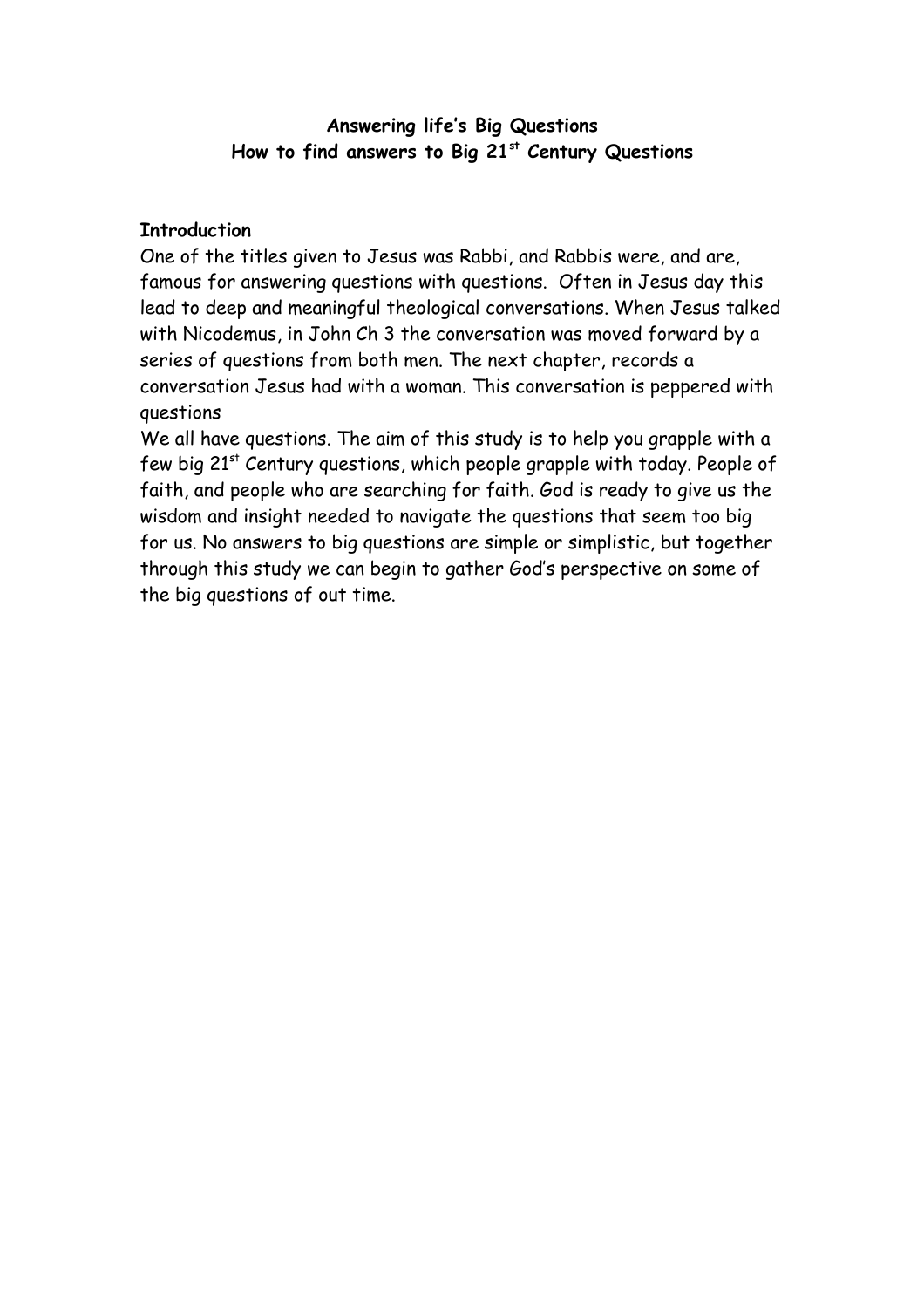**Answering life's Big Questions**
**How to find answers to Big 21$^{st}$ Century Questions**

**Introduction**

One of the titles given to Jesus was Rabbi, and Rabbis were, and are, famous for answering questions with questions. Often in Jesus day this lead to deep and meaningful theological conversations. When Jesus talked with Nicodemus, in John Ch 3 the conversation was moved forward by a series of questions from both men. The next chapter, records a conversation Jesus had with a woman. This conversation is peppered with questions

We all have questions. The aim of this study is to help you grapple with a few big 21$^{st}$ Century questions, which people grapple with today. People of faith, and people who are searching for faith. God is ready to give us the wisdom and insight needed to navigate the questions that seem too big for us. No answers to big questions are simple or simplistic, but together through this study we can begin to gather God's perspective on some of the big questions of out time.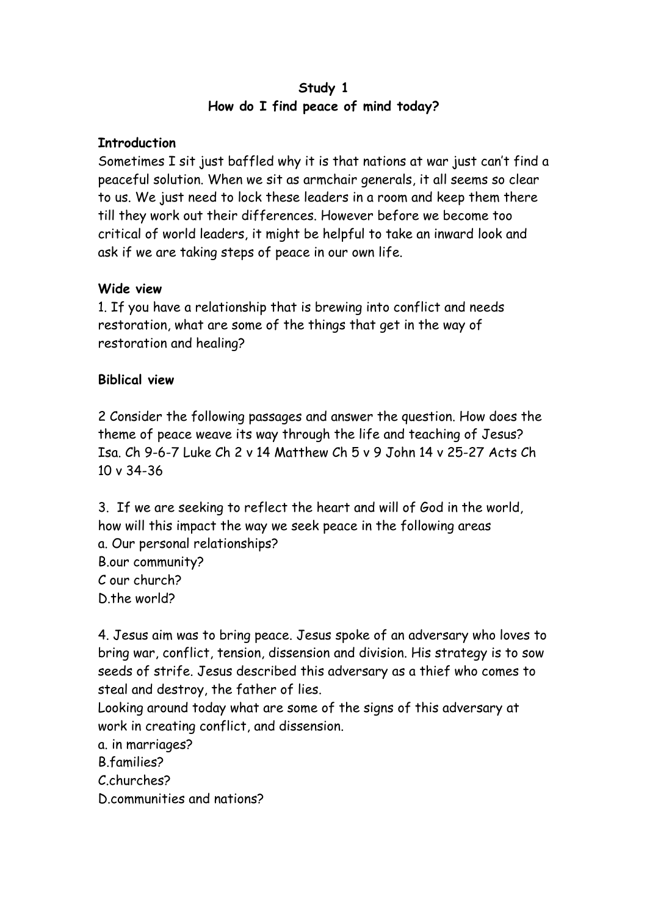**Study 1**
**How do I find peace of mind today?**

**Introduction**

Sometimes I sit just baffled why it is that nations at war just can't find a peaceful solution. When we sit as armchair generals, it all seems so clear to us. We just need to lock these leaders in a room and keep them there till they work out their differences. However before we become too critical of world leaders, it might be helpful to take an inward look and ask if we are taking steps of peace in our own life.

**Wide view**

1. If you have a relationship that is brewing into conflict and needs restoration, what are some of the things that get in the way of restoration and healing?

**Biblical view**

2 Consider the following passages and answer the question. How does the theme of peace weave its way through the life and teaching of Jesus? Isa. Ch 9-6-7 Luke Ch 2 v 14 Matthew Ch 5 v 9 John 14 v 25-27 Acts Ch 10 v 34-36

3. If we are seeking to reflect the heart and will of God in the world, how will this impact the way we seek peace in the following areas
a. Our personal relationships?
B.our community?
C our church?
D.the world?

4. Jesus aim was to bring peace. Jesus spoke of an adversary who loves to bring war, conflict, tension, dissension and division. His strategy is to sow seeds of strife. Jesus described this adversary as a thief who comes to steal and destroy, the father of lies.
Looking around today what are some of the signs of this adversary at work in creating conflict, and dissension.
a. in marriages?
B.families?
C.churches?
D.communities and nations?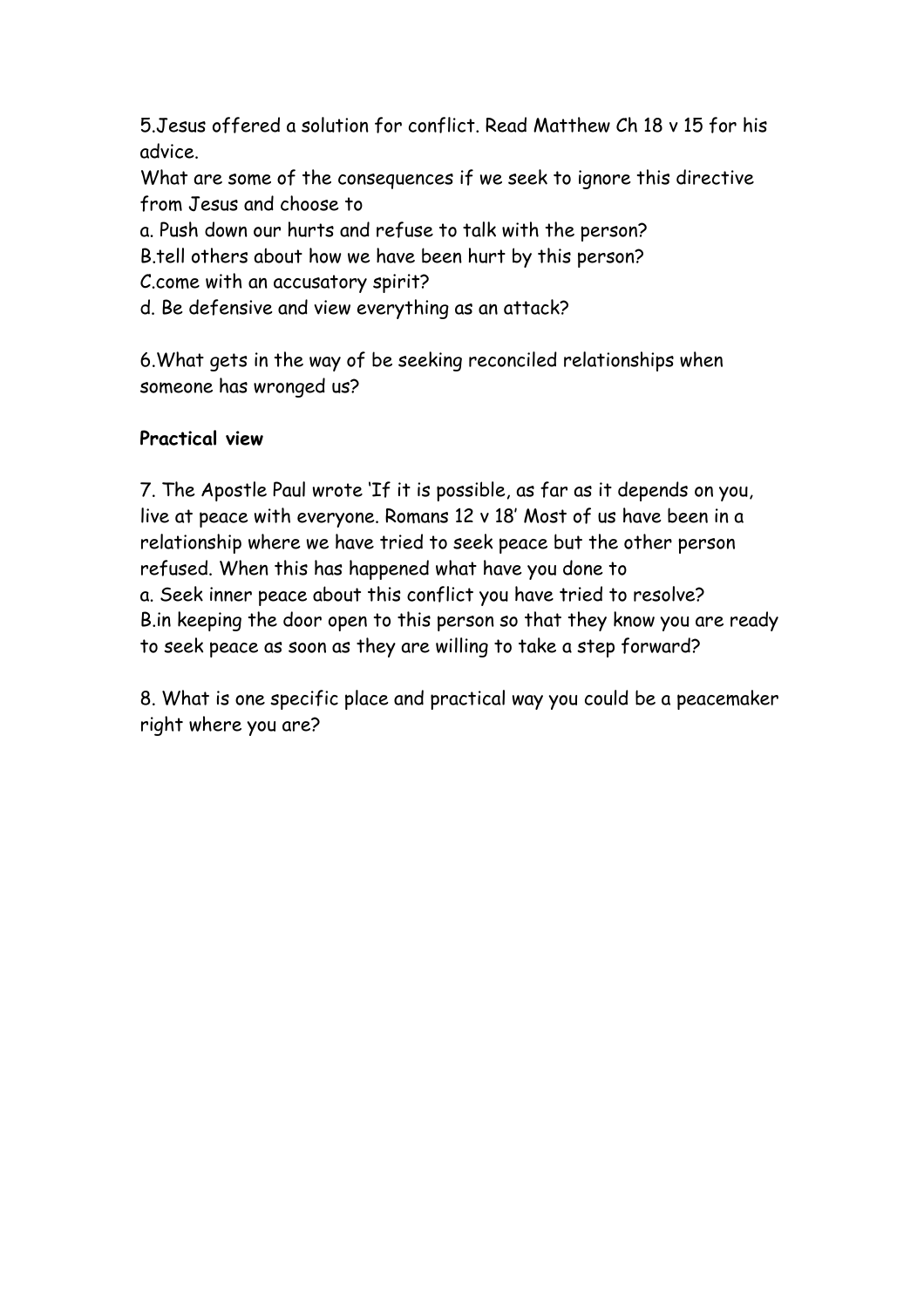5.Jesus offered a solution for conflict. Read Matthew Ch 18 v 15 for his advice.

What are some of the consequences if we seek to ignore this directive from Jesus and choose to

a. Push down our hurts and refuse to talk with the person?

B.tell others about how we have been hurt by this person?

C.come with an accusatory spirit?

d. Be defensive and view everything as an attack?

6.What gets in the way of be seeking reconciled relationships when someone has wronged us?

**Practical view**

7. The Apostle Paul wrote 'If it is possible, as far as it depends on you, live at peace with everyone. Romans 12 v 18' Most of us have been in a relationship where we have tried to seek peace but the other person refused. When this has happened what have you done to

a. Seek inner peace about this conflict you have tried to resolve?

B.in keeping the door open to this person so that they know you are ready to seek peace as soon as they are willing to take a step forward?

8. What is one specific place and practical way you could be a peacemaker right where you are?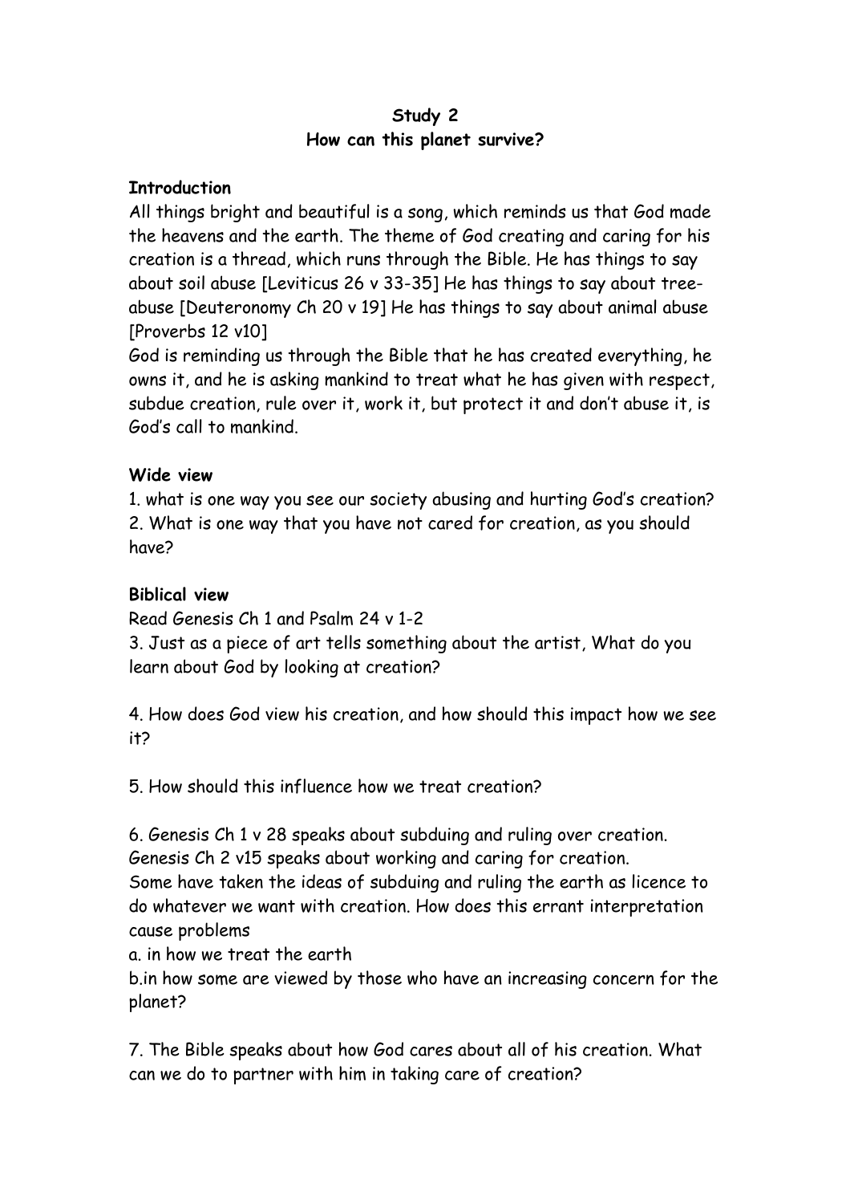**Study 2**
**How can this planet survive?**

**Introduction**

All things bright and beautiful is a song, which reminds us that God made the heavens and the earth. The theme of God creating and caring for his creation is a thread, which runs through the Bible. He has things to say about soil abuse [Leviticus 26 v 33-35] He has things to say about tree-abuse [Deuteronomy Ch 20 v 19] He has things to say about animal abuse [Proverbs 12 v10]

God is reminding us through the Bible that he has created everything, he owns it, and he is asking mankind to treat what he has given with respect, subdue creation, rule over it, work it, but protect it and don't abuse it, is God's call to mankind.

**Wide view**

1. what is one way you see our society abusing and hurting God's creation?
2. What is one way that you have not cared for creation, as you should have?

**Biblical view**

Read Genesis Ch 1 and Psalm 24 v 1-2

3. Just as a piece of art tells something about the artist, What do you learn about God by looking at creation?

4. How does God view his creation, and how should this impact how we see it?

5. How should this influence how we treat creation?

6. Genesis Ch 1 v 28 speaks about subduing and ruling over creation. Genesis Ch 2 v15 speaks about working and caring for creation. Some have taken the ideas of subduing and ruling the earth as licence to do whatever we want with creation. How does this errant interpretation cause problems

a. in how we treat the earth

b.in how some are viewed by those who have an increasing concern for the planet?

7. The Bible speaks about how God cares about all of his creation. What can we do to partner with him in taking care of creation?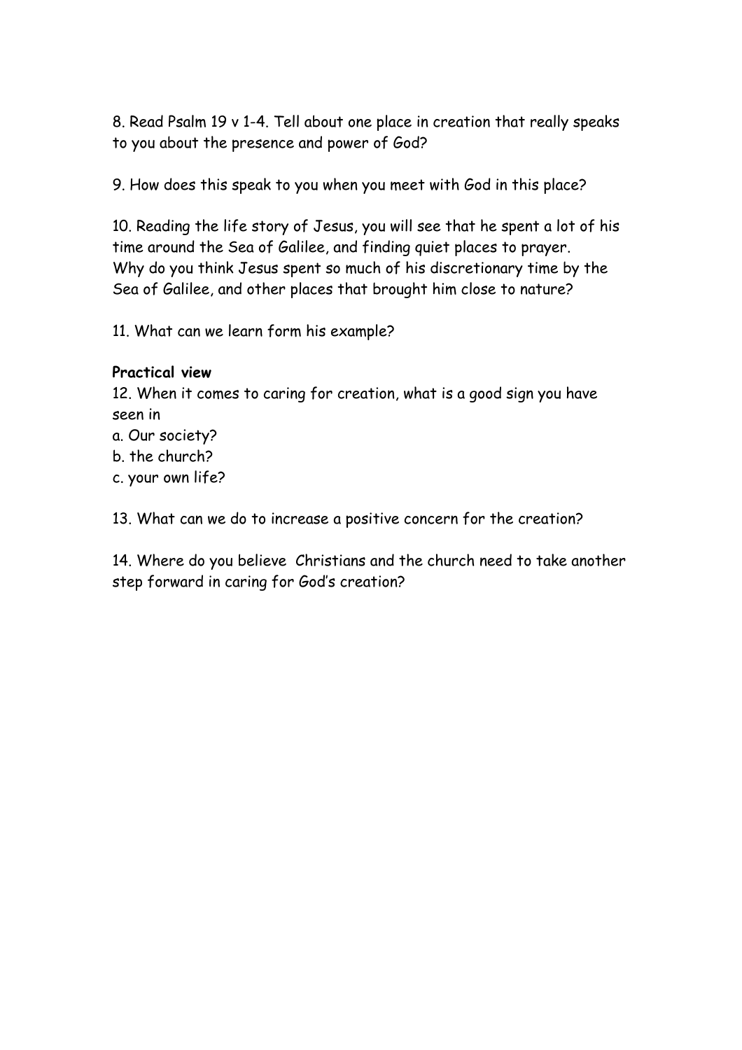8. Read Psalm 19 v 1-4. Tell about one place in creation that really speaks to you about the presence and power of God?

9. How does this speak to you when you meet with God in this place?

10. Reading the life story of Jesus, you will see that he spent a lot of his time around the Sea of Galilee, and finding quiet places to prayer. Why do you think Jesus spent so much of his discretionary time by the Sea of Galilee, and other places that brought him close to nature?

11. What can we learn form his example?

**Practical view**

12. When it comes to caring for creation, what is a good sign you have seen in

a. Our society?

b. the church?

c. your own life?

13. What can we do to increase a positive concern for the creation?

14. Where do you believe  Christians and the church need to take another step forward in caring for God's creation?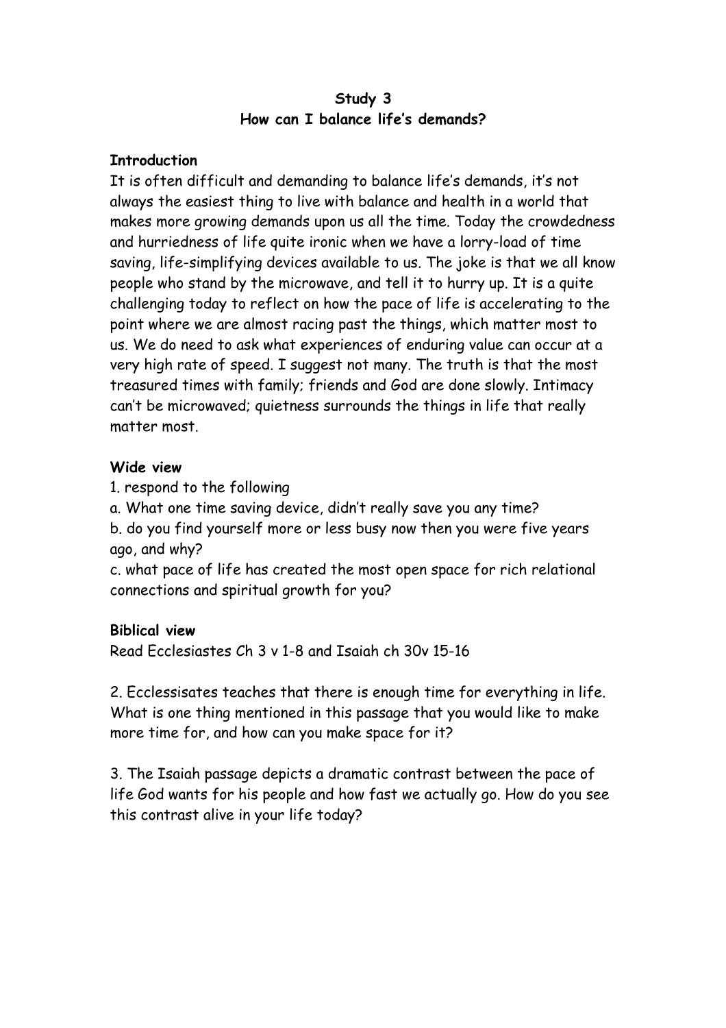**Study 3**
**How can I balance life's demands?**

**Introduction**

It is often difficult and demanding to balance life's demands, it's not always the easiest thing to live with balance and health in a world that makes more growing demands upon us all the time. Today the crowdedness and hurriedness of life quite ironic when we have a lorry-load of time saving, life-simplifying devices available to us. The joke is that we all know people who stand by the microwave, and tell it to hurry up. It is a quite challenging today to reflect on how the pace of life is accelerating to the point where we are almost racing past the things, which matter most to us. We do need to ask what experiences of enduring value can occur at a very high rate of speed. I suggest not many. The truth is that the most treasured times with family; friends and God are done slowly. Intimacy can't be microwaved; quietness surrounds the things in life that really matter most.

**Wide view**

1. respond to the following

a. What one time saving device, didn't really save you any time?

b. do you find yourself more or less busy now then you were five years ago, and why?

c. what pace of life has created the most open space for rich relational connections and spiritual growth for you?

**Biblical view**

Read Ecclesiastes Ch 3 v 1-8 and Isaiah ch 30v 15-16

2. Ecclessisates teaches that there is enough time for everything in life. What is one thing mentioned in this passage that you would like to make more time for, and how can you make space for it?

3. The Isaiah passage depicts a dramatic contrast between the pace of life God wants for his people and how fast we actually go. How do you see this contrast alive in your life today?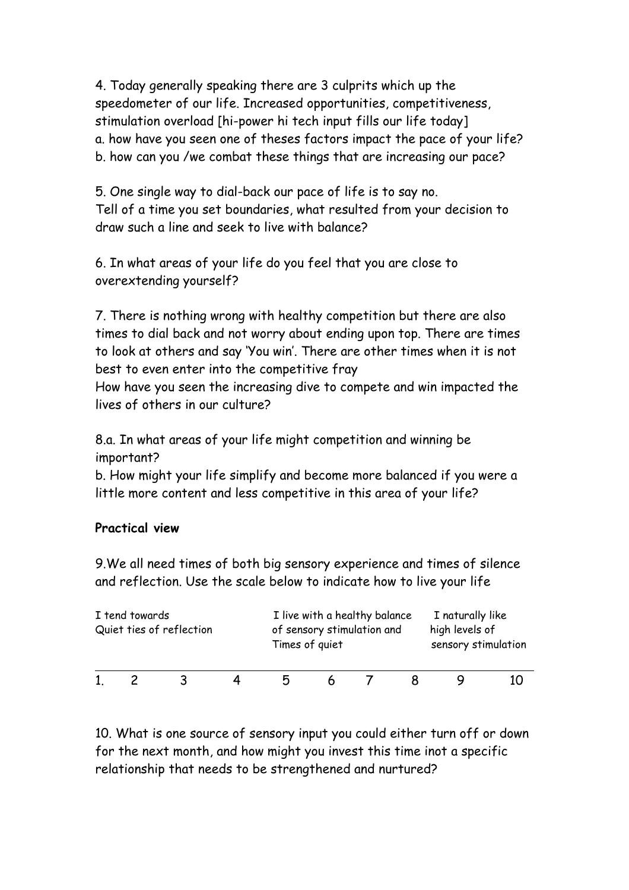4. Today generally speaking there are 3 culprits which up the speedometer of our life. Increased opportunities, competitiveness, stimulation overload [hi-power hi tech input fills our life today]
a. how have you seen one of theses factors impact the pace of your life?
b. how can you /we combat these things that are increasing our pace?

5. One single way to dial-back our pace of life is to say no.
Tell of a time you set boundaries, what resulted from your decision to draw such a line and seek to live with balance?

6. In what areas of your life do you feel that you are close to overextending yourself?

7. There is nothing wrong with healthy competition but there are also times to dial back and not worry about ending upon top. There are times to look at others and say 'You win'. There are other times when it is not best to even enter into the competitive fray
How have you seen the increasing dive to compete and win impacted the lives of others in our culture?

8.a. In what areas of your life might competition and winning be important?
b. How might your life simplify and become more balanced if you were a little more content and less competitive in this area of your life?

**Practical view**

9.We all need times of both big sensory experience and times of silence and reflection. Use the scale below to indicate how to live your life

| I tend towards Quiet ties of reflection | | | | I live with a healthy balance of sensory stimulation and Times of quiet | | | | I naturally like high levels of sensory stimulation | |
|---|---|---|---|---|---|---|---|---|---|
| 1. | 2 | 3 | 4 | 5 | 6 | 7 | 8 | 9 | 10 |

10. What is one source of sensory input you could either turn off or down for the next month, and how might you invest this time inot a specific relationship that needs to be strengthened and nurtured?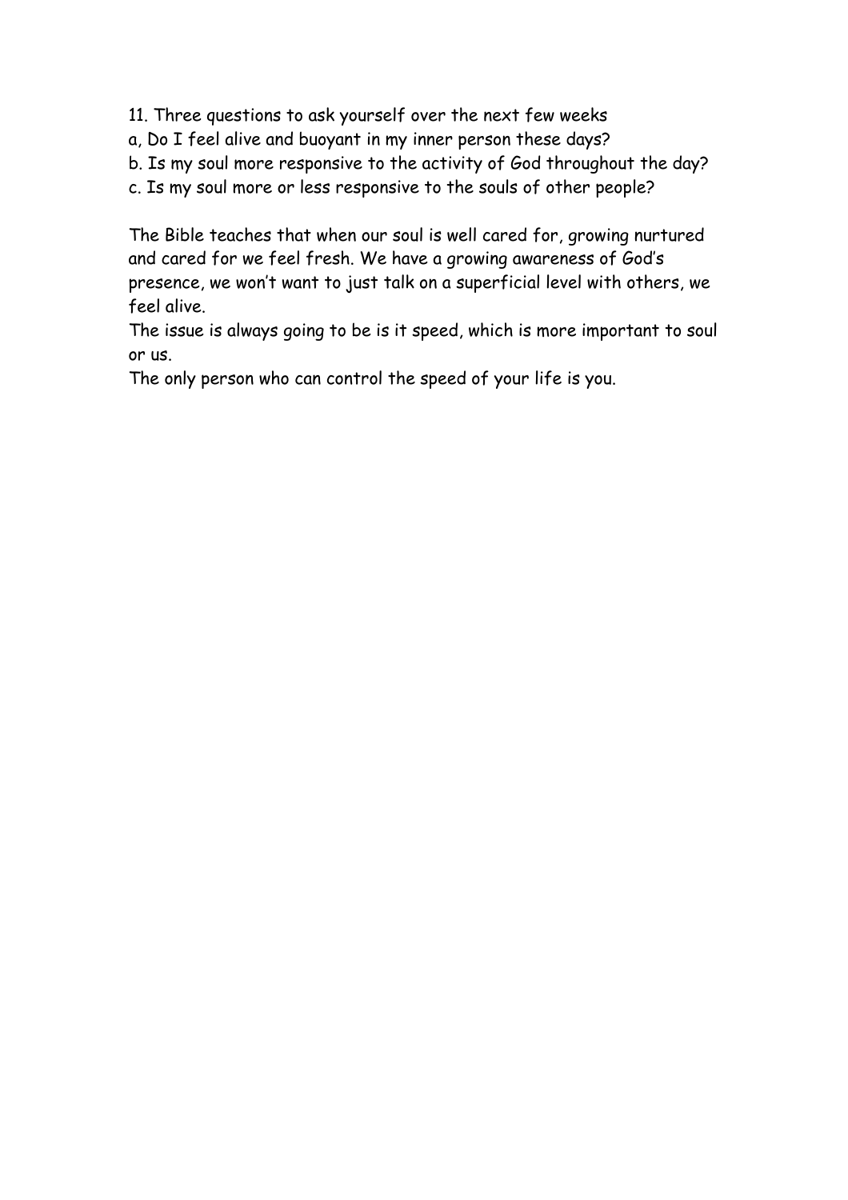11. Three questions to ask yourself over the next few weeks

a, Do I feel alive and buoyant in my inner person these days?

b. Is my soul more responsive to the activity of God throughout the day?

c. Is my soul more or less responsive to the souls of other people?

The Bible teaches that when our soul is well cared for, growing nurtured and cared for we feel fresh. We have a growing awareness of God's presence, we won't want to just talk on a superficial level with others, we feel alive.

The issue is always going to be is it speed, which is more important to soul or us.

The only person who can control the speed of your life is you.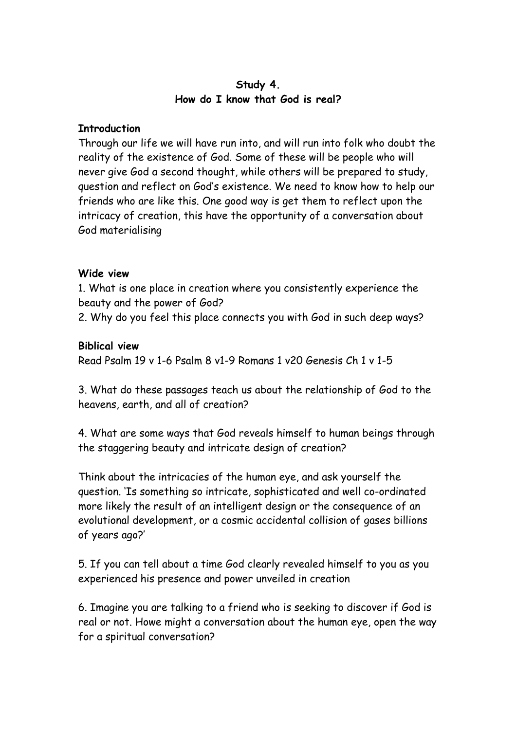**Study 4.**
**How do I know that God is real?**

**Introduction**

Through our life we will have run into, and will run into folk who doubt the reality of the existence of God. Some of these will be people who will never give God a second thought, while others will be prepared to study, question and reflect on God's existence. We need to know how to help our friends who are like this. One good way is get them to reflect upon the intricacy of creation, this have the opportunity of a conversation about God materialising

**Wide view**

1. What is one place in creation where you consistently experience the beauty and the power of God?
2. Why do you feel this place connects you with God in such deep ways?

**Biblical view**

Read Psalm 19 v 1-6 Psalm 8 v1-9 Romans 1 v20 Genesis Ch 1 v 1-5

3. What do these passages teach us about the relationship of God to the heavens, earth, and all of creation?

4. What are some ways that God reveals himself to human beings through the staggering beauty and intricate design of creation?

Think about the intricacies of the human eye, and ask yourself the question. 'Is something so intricate, sophisticated and well co-ordinated more likely the result of an intelligent design or the consequence of an evolutional development, or a cosmic accidental collision of gases billions of years ago?'

5. If you can tell about a time God clearly revealed himself to you as you experienced his presence and power unveiled in creation

6. Imagine you are talking to a friend who is seeking to discover if God is real or not. Howe might a conversation about the human eye, open the way for a spiritual conversation?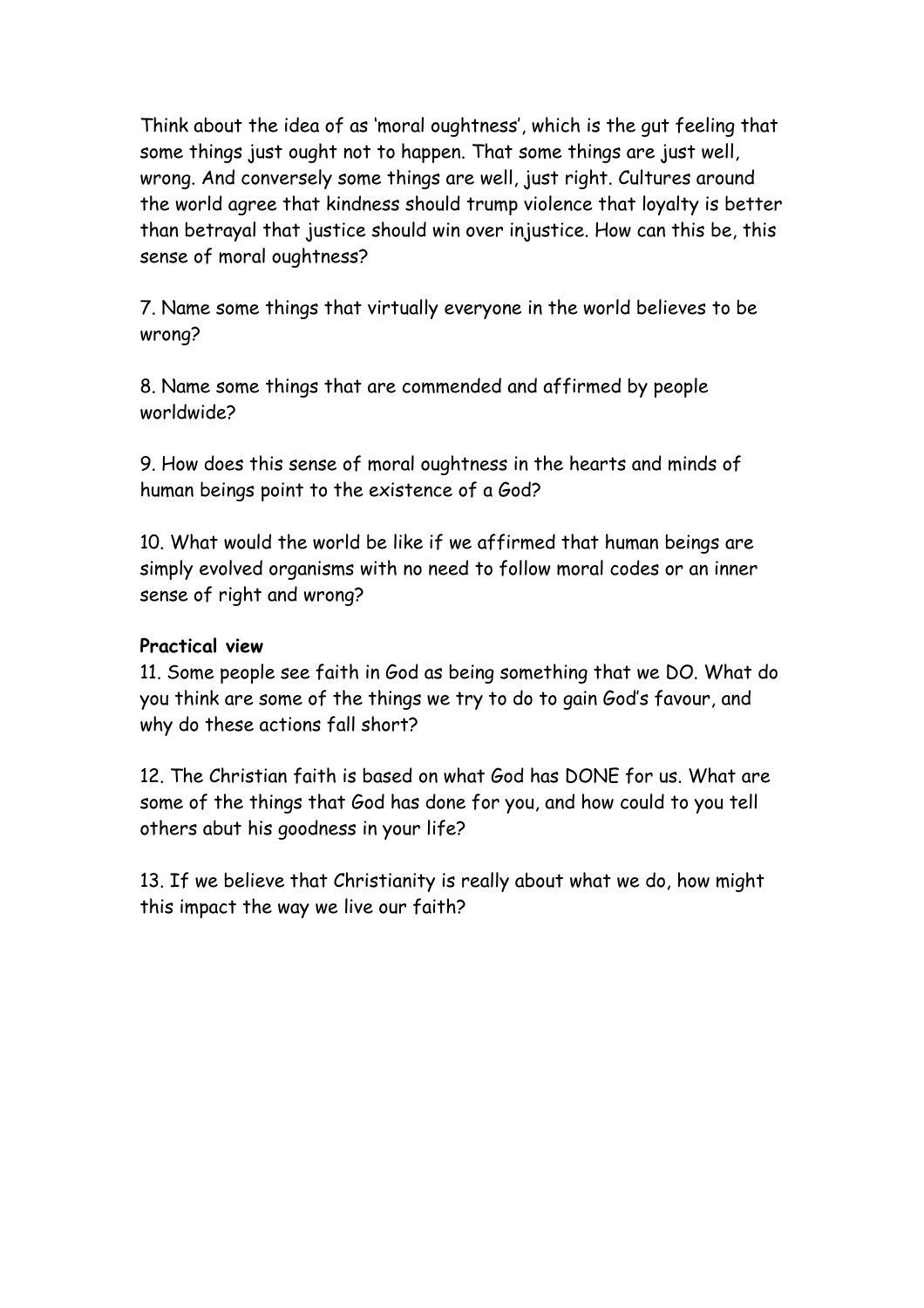Think about the idea of as 'moral oughtness', which is the gut feeling that some things just ought not to happen. That some things are just well, wrong. And conversely some things are well, just right. Cultures around the world agree that kindness should trump violence that loyalty is better than betrayal that justice should win over injustice. How can this be, this sense of moral oughtness?

7. Name some things that virtually everyone in the world believes to be wrong?

8. Name some things that are commended and affirmed by people worldwide?

9. How does this sense of moral oughtness in the hearts and minds of human beings point to the existence of a God?

10. What would the world be like if we affirmed that human beings are simply evolved organisms with no need to follow moral codes or an inner sense of right and wrong?

**Practical view**

11. Some people see faith in God as being something that we DO. What do you think are some of the things we try to do to gain God's favour, and why do these actions fall short?

12. The Christian faith is based on what God has DONE for us. What are some of the things that God has done for you, and how could to you tell others abut his goodness in your life?

13. If we believe that Christianity is really about what we do, how might this impact the way we live our faith?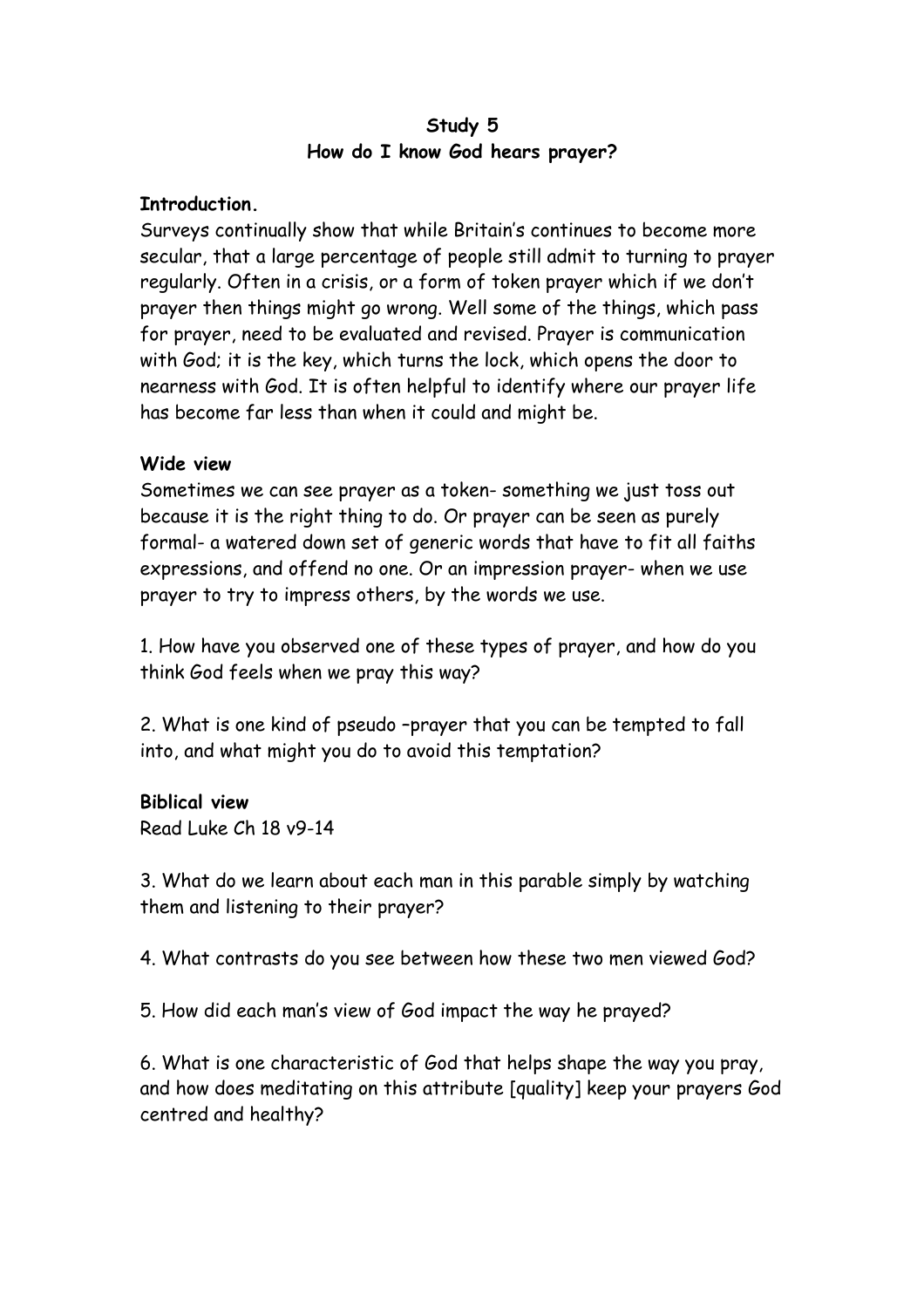**Study 5**
**How do I know God hears prayer?**

**Introduction.**
Surveys continually show that while Britain's continues to become more secular, that a large percentage of people still admit to turning to prayer regularly. Often in a crisis, or a form of token prayer which if we don't prayer then things might go wrong. Well some of the things, which pass for prayer, need to be evaluated and revised. Prayer is communication with God; it is the key, which turns the lock, which opens the door to nearness with God. It is often helpful to identify where our prayer life has become far less than when it could and might be.

**Wide view**
Sometimes we can see prayer as a token- something we just toss out because it is the right thing to do. Or prayer can be seen as purely formal- a watered down set of generic words that have to fit all faiths expressions, and offend no one. Or an impression prayer- when we use prayer to try to impress others, by the words we use.

1. How have you observed one of these types of prayer, and how do you think God feels when we pray this way?

2. What is one kind of pseudo –prayer that you can be tempted to fall into, and what might you do to avoid this temptation?

**Biblical view**
Read Luke Ch 18 v9-14

3. What do we learn about each man in this parable simply by watching them and listening to their prayer?

4. What contrasts do you see between how these two men viewed God?

5. How did each man's view of God impact the way he prayed?

6. What is one characteristic of God that helps shape the way you pray, and how does meditating on this attribute [quality] keep your prayers God centred and healthy?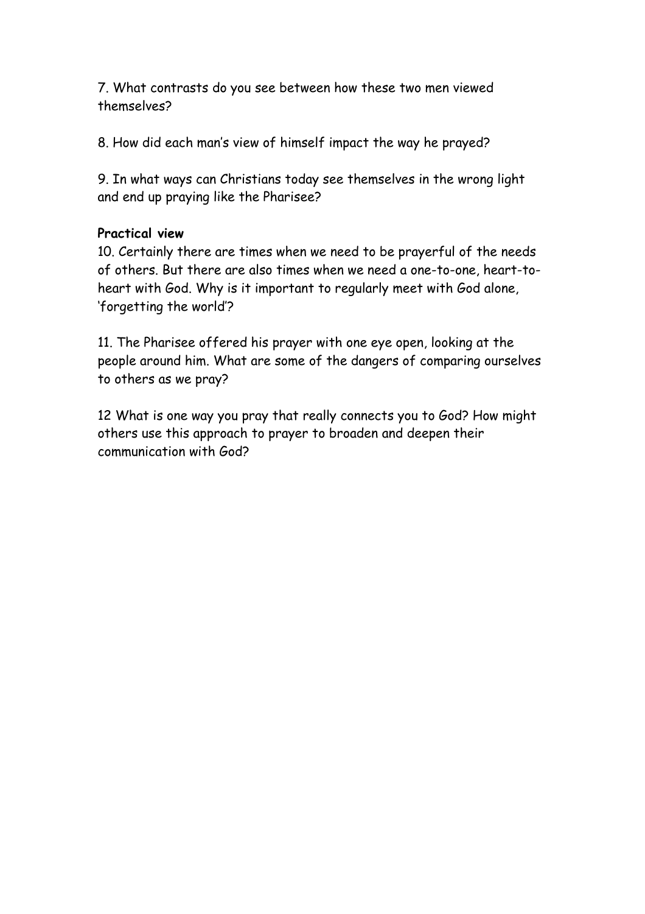7. What contrasts do you see between how these two men viewed themselves?

8. How did each man's view of himself impact the way he prayed?

9. In what ways can Christians today see themselves in the wrong light and end up praying like the Pharisee?

**Practical view**

10. Certainly there are times when we need to be prayerful of the needs of others. But there are also times when we need a one-to-one, heart-to-heart with God. Why is it important to regularly meet with God alone, 'forgetting the world'?

11. The Pharisee offered his prayer with one eye open, looking at the people around him. What are some of the dangers of comparing ourselves to others as we pray?

12 What is one way you pray that really connects you to God? How might others use this approach to prayer to broaden and deepen their communication with God?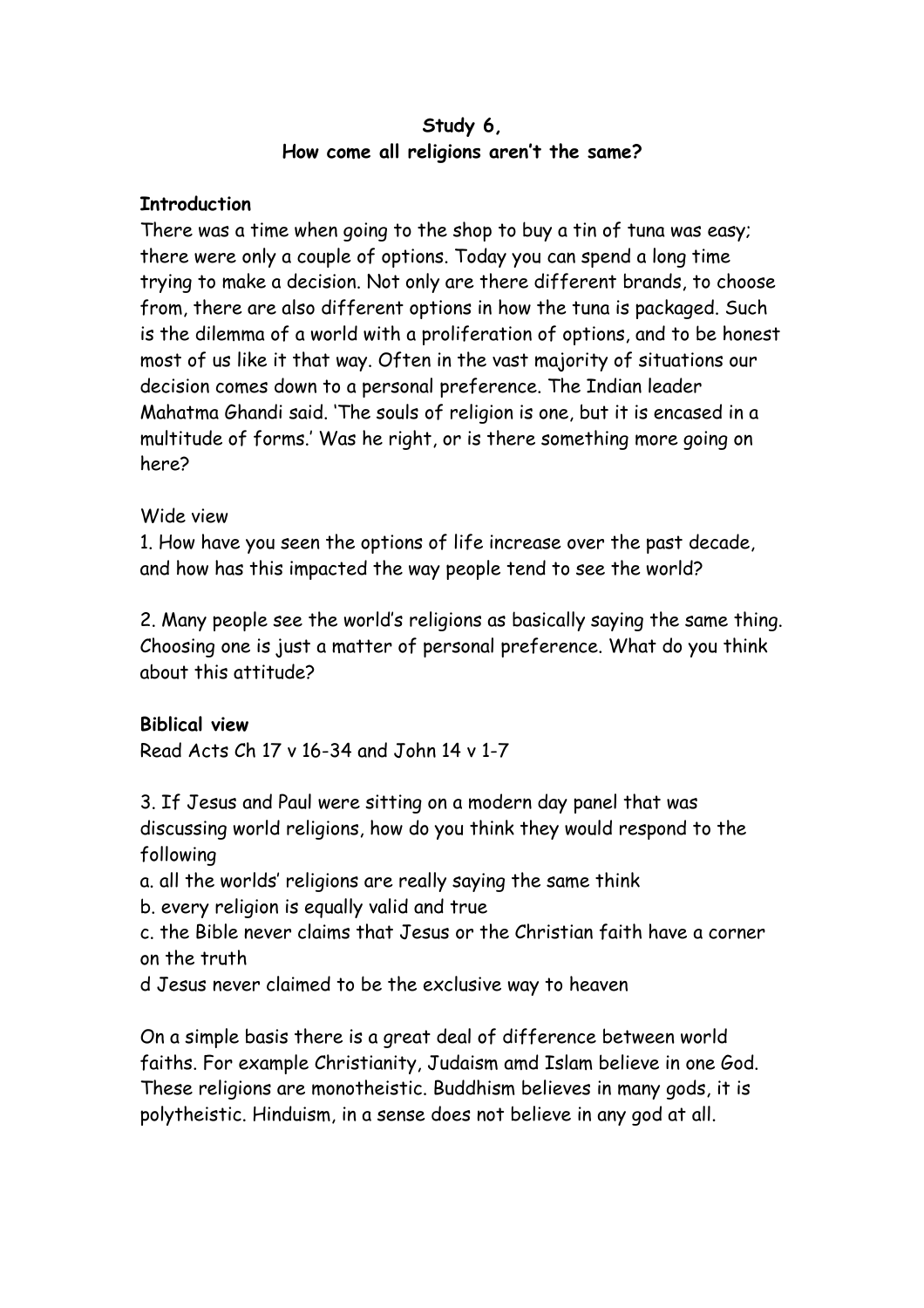**Study 6,**
**How come all religions aren't the same?**

**Introduction**

There was a time when going to the shop to buy a tin of tuna was easy; there were only a couple of options. Today you can spend a long time trying to make a decision. Not only are there different brands, to choose from, there are also different options in how the tuna is packaged. Such is the dilemma of a world with a proliferation of options, and to be honest most of us like it that way. Often in the vast majority of situations our decision comes down to a personal preference. The Indian leader Mahatma Ghandi said. 'The souls of religion is one, but it is encased in a multitude of forms.' Was he right, or is there something more going on here?

Wide view

1. How have you seen the options of life increase over the past decade, and how has this impacted the way people tend to see the world?

2. Many people see the world's religions as basically saying the same thing. Choosing one is just a matter of personal preference. What do you think about this attitude?

**Biblical view**

Read Acts Ch 17 v 16-34 and John 14 v 1-7

3. If Jesus and Paul were sitting on a modern day panel that was discussing world religions, how do you think they would respond to the following

a. all the worlds' religions are really saying the same think

b. every religion is equally valid and true

c. the Bible never claims that Jesus or the Christian faith have a corner on the truth

d Jesus never claimed to be the exclusive way to heaven

On a simple basis there is a great deal of difference between world faiths. For example Christianity, Judaism amd Islam believe in one God. These religions are monotheistic. Buddhism believes in many gods, it is polytheistic. Hinduism, in a sense does not believe in any god at all.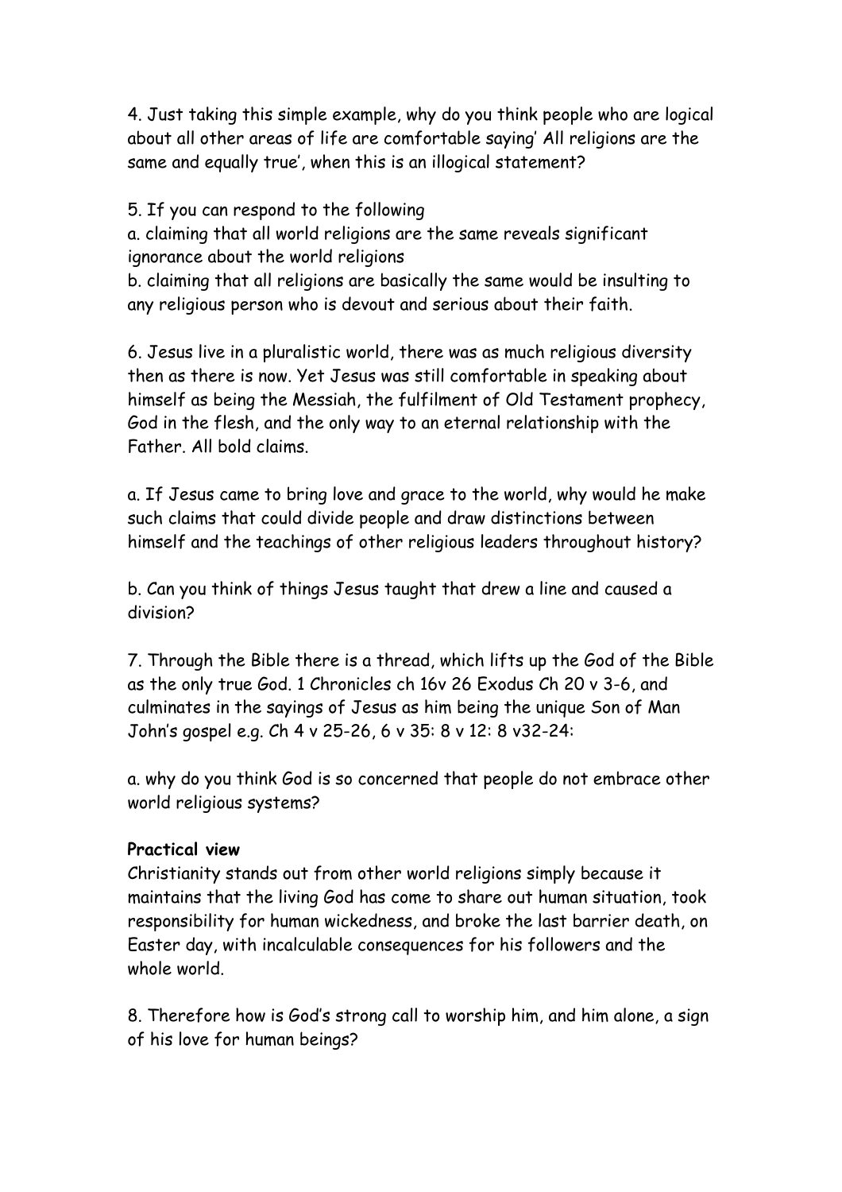4. Just taking this simple example, why do you think people who are logical about all other areas of life are comfortable saying' All religions are the same and equally true', when this is an illogical statement?

5. If you can respond to the following
a. claiming that all world religions are the same reveals significant ignorance about the world religions
b. claiming that all religions are basically the same would be insulting to any religious person who is devout and serious about their faith.

6. Jesus live in a pluralistic world, there was as much religious diversity then as there is now. Yet Jesus was still comfortable in speaking about himself as being the Messiah, the fulfilment of Old Testament prophecy, God in the flesh, and the only way to an eternal relationship with the Father. All bold claims.

a. If Jesus came to bring love and grace to the world, why would he make such claims that could divide people and draw distinctions between himself and the teachings of other religious leaders throughout history?

b. Can you think of things Jesus taught that drew a line and caused a division?

7. Through the Bible there is a thread, which lifts up the God of the Bible as the only true God. 1 Chronicles ch 16v 26 Exodus Ch 20 v 3-6, and culminates in the sayings of Jesus as him being the unique Son of Man John's gospel e.g. Ch 4 v 25-26, 6 v 35: 8 v 12: 8 v32-24:

a. why do you think God is so concerned that people do not embrace other world religious systems?

**Practical view**
Christianity stands out from other world religions simply because it maintains that the living God has come to share out human situation, took responsibility for human wickedness, and broke the last barrier death, on Easter day, with incalculable consequences for his followers and the whole world.

8. Therefore how is God's strong call to worship him, and him alone, a sign of his love for human beings?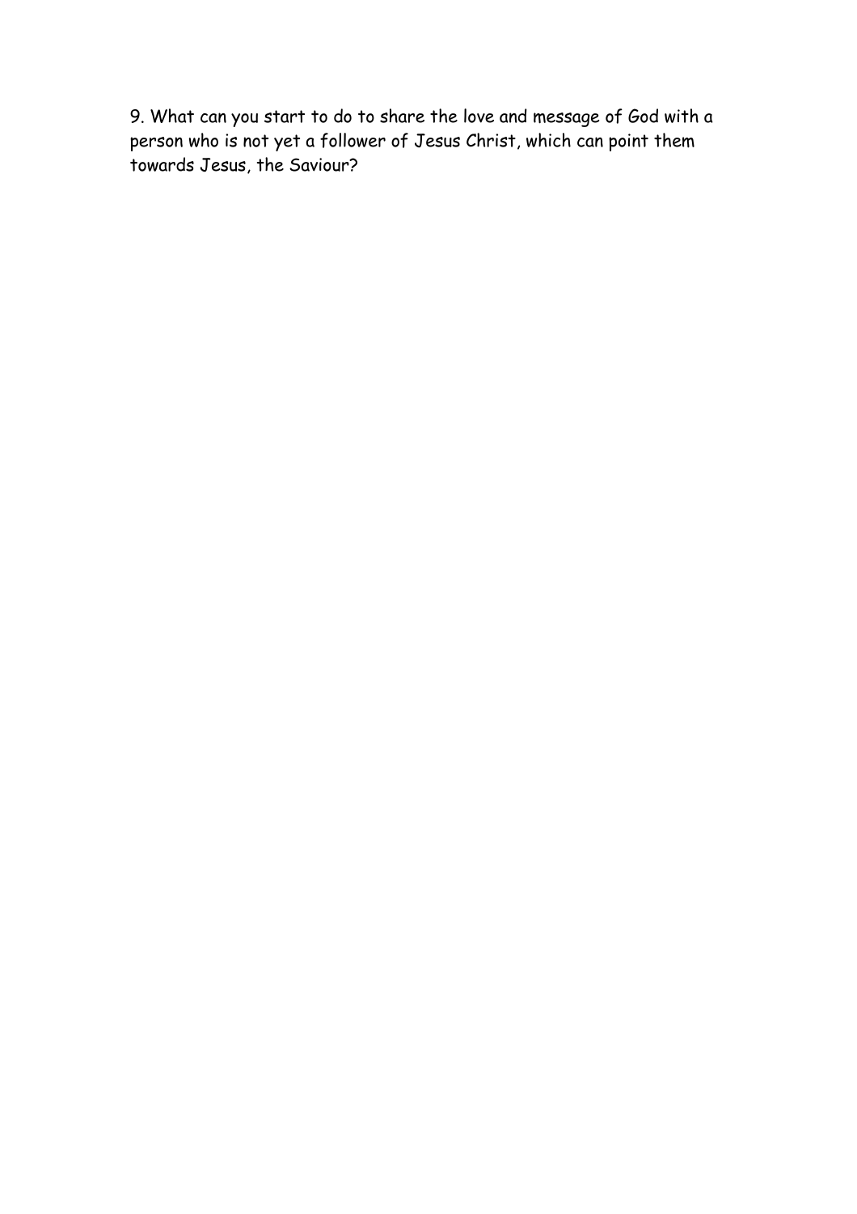9. What can you start to do to share the love and message of God with a person who is not yet a follower of Jesus Christ, which can point them towards Jesus, the Saviour?